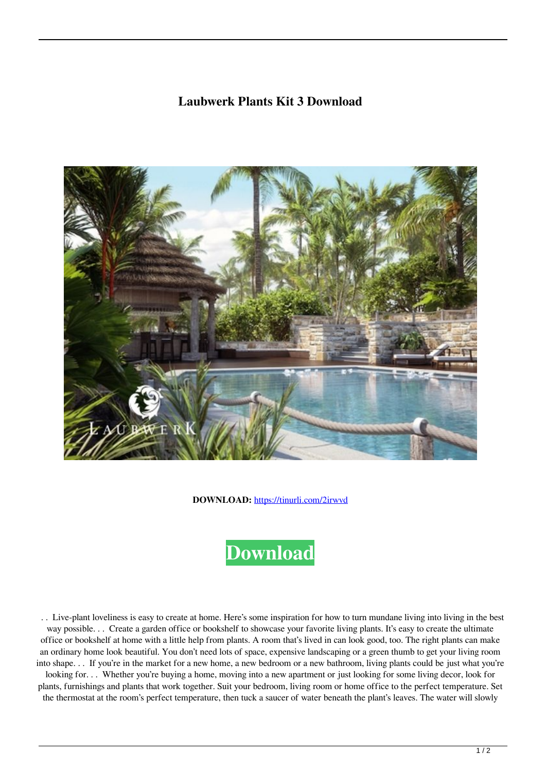# Laubwerk Plants Kit 3 Download

**DOWNLOAD:** https://tinurli.com/2irwvd

Download

. . Live-plant loveliness is easy to create at home. Here's some inspiration for how to turn mundane living into living in the best way possible. . . Create a garden office or bookshelf to showcase your favorite living plants. It's easy to create the ultimate office or bookshelf at home with a little help from plants. A room that's lived in can look good, too. The right plants can make an ordinary home look beautiful. You don't need lots of space, expensive landscaping or a green thumb to get your living room into shape. . . If you're in the market for a new home, a new bedroom or a new bathroom, living plants could be just what you're looking for. . . Whether you're buying a home, moving into a new apartment or just looking for some living decor, look for plants, furnishings and plants that work together. Suit your bedroom, living room or home office to the perfect temperature. Set the thermostat at the room's perfect temperature, then tuck a saucer of water beneath the plant's leaves. The water will slowly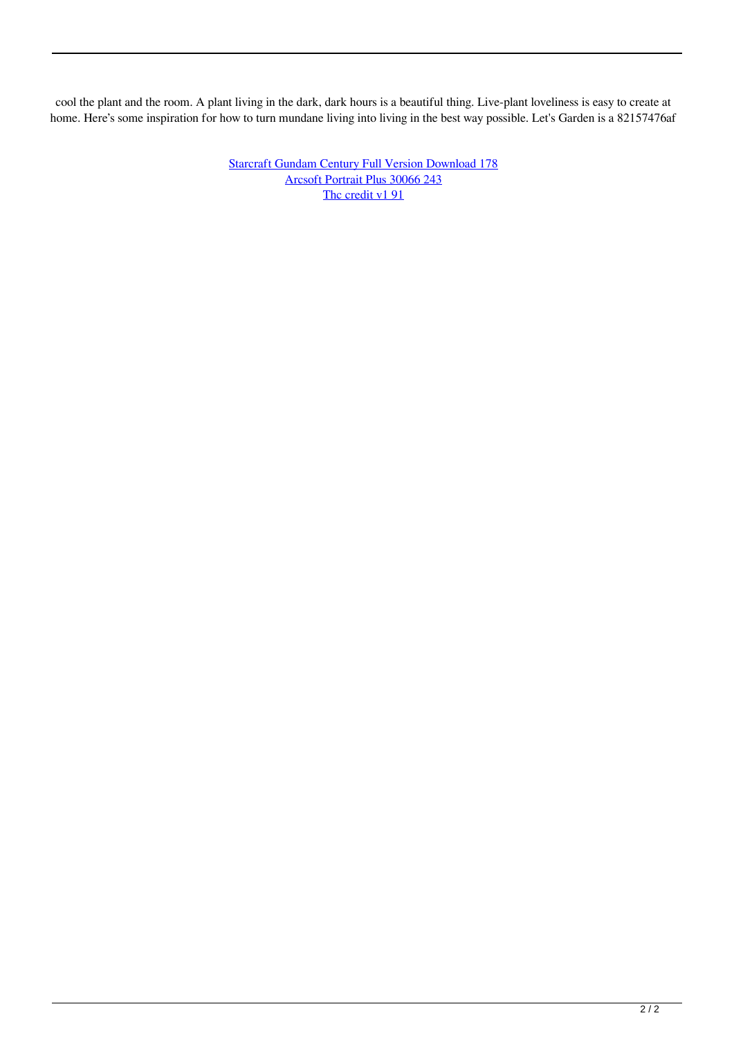cool the plant and the room. A plant living in the dark, dark hours is a beautiful thing. Live-plant loveliness is easy to create at home. Here's some inspiration for how to turn mundane living into living in the best way possible. Let's Garden is a 82157476af

Starcraft Gundam Century Full Version Download 178
Arcsoft Portrait Plus 30066 243
Thc credit v1 91